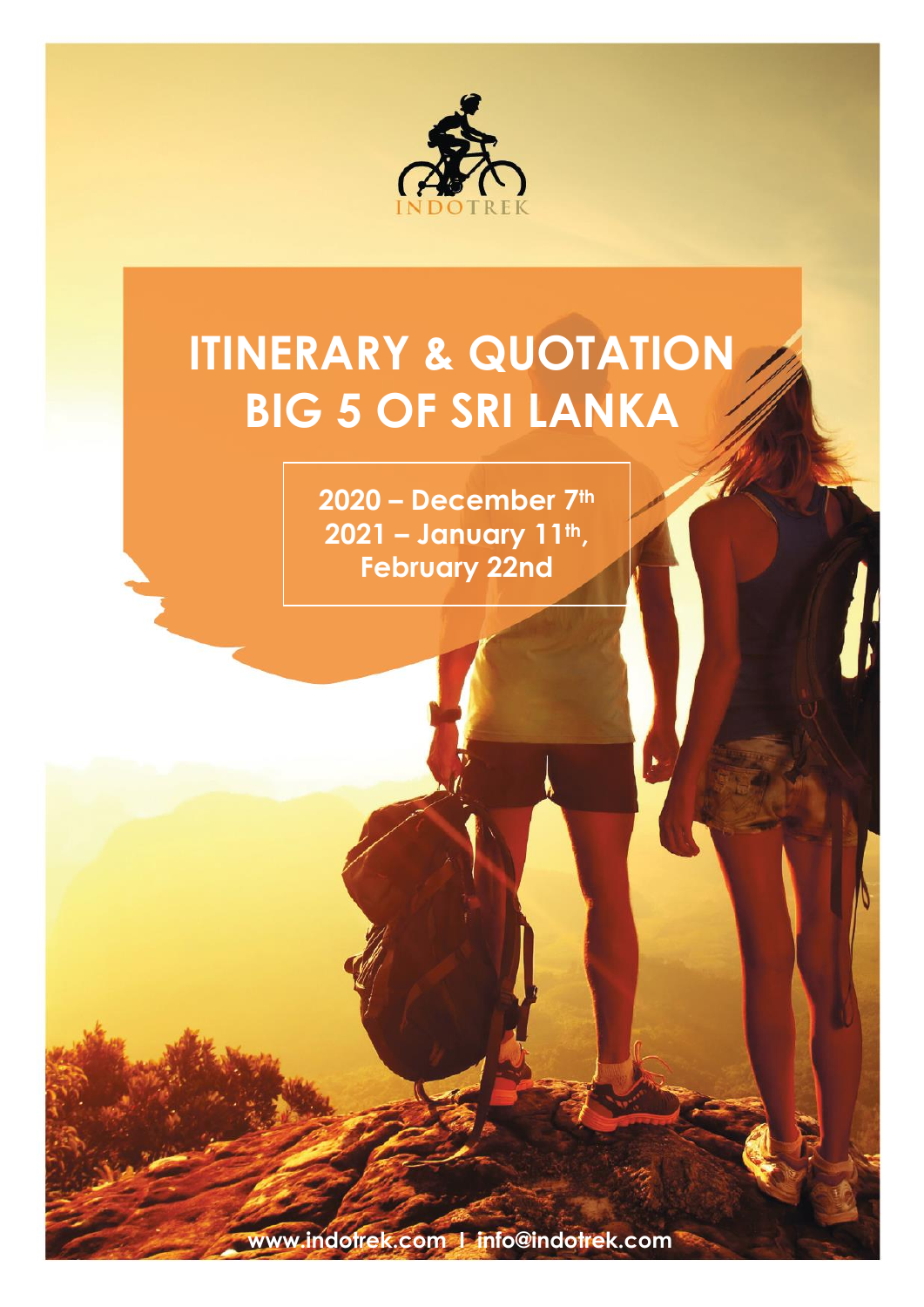INDOTREK

# ITINERARY & QUOTATION
# BIG 5 OF SRI LANKA

**2020 – December 7th**
**2021 – January 11th, February 22nd**

www.indotrek.com | info@indotrek.com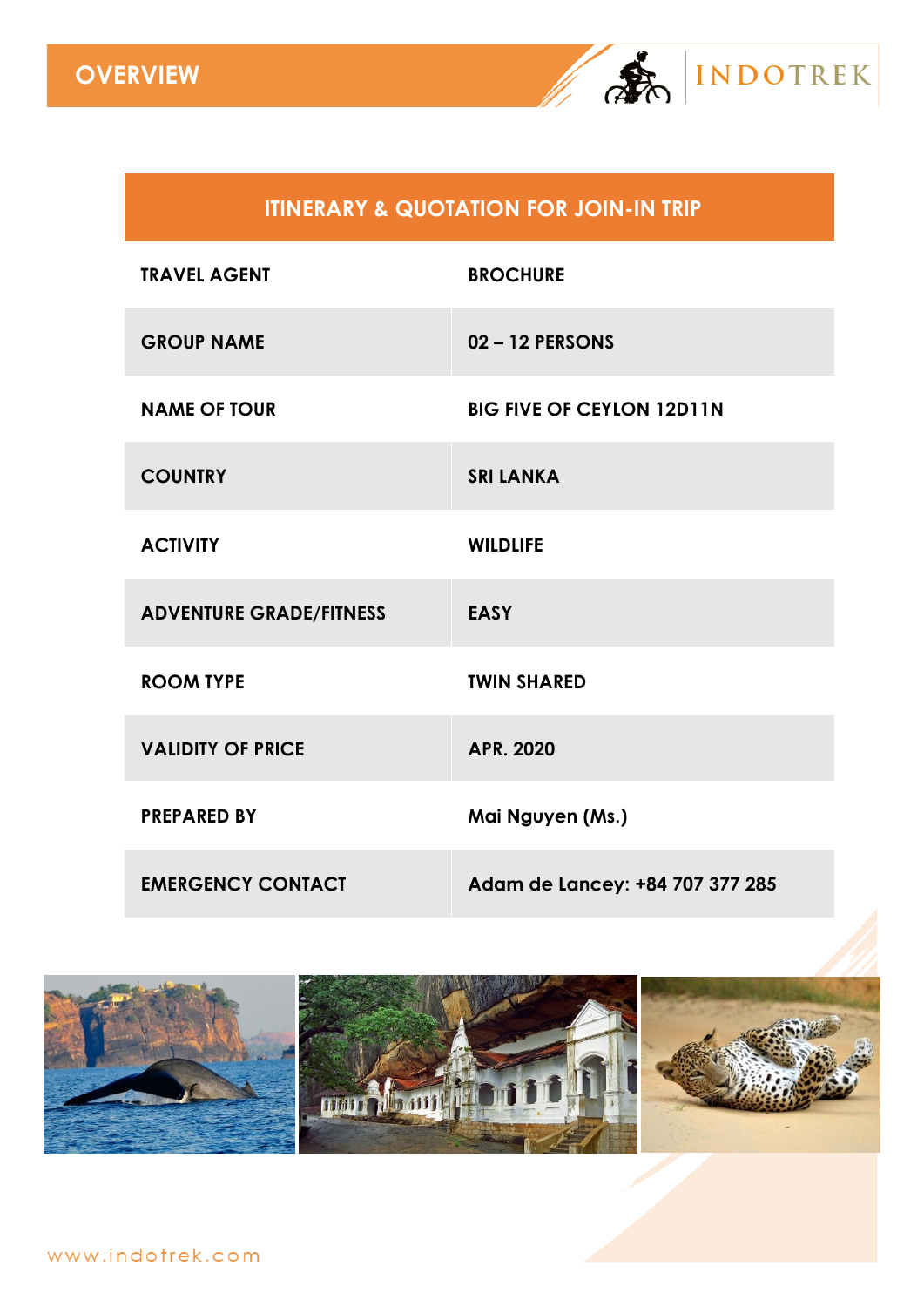# OVERVIEW

| ITINERARY & QUOTATION FOR JOIN-IN TRIP | |
|---|---|
| TRAVEL AGENT | BROCHURE |
| GROUP NAME | 02 – 12 PERSONS |
| NAME OF TOUR | BIG FIVE OF CEYLON 12D11N |
| COUNTRY | SRI LANKA |
| ACTIVITY | WILDLIFE |
| ADVENTURE GRADE/FITNESS | EASY |
| ROOM TYPE | TWIN SHARED |
| VALIDITY OF PRICE | APR. 2020 |
| PREPARED BY | Mai Nguyen (Ms.) |
| EMERGENCY CONTACT | Adam de Lancey: +84 707 377 285 |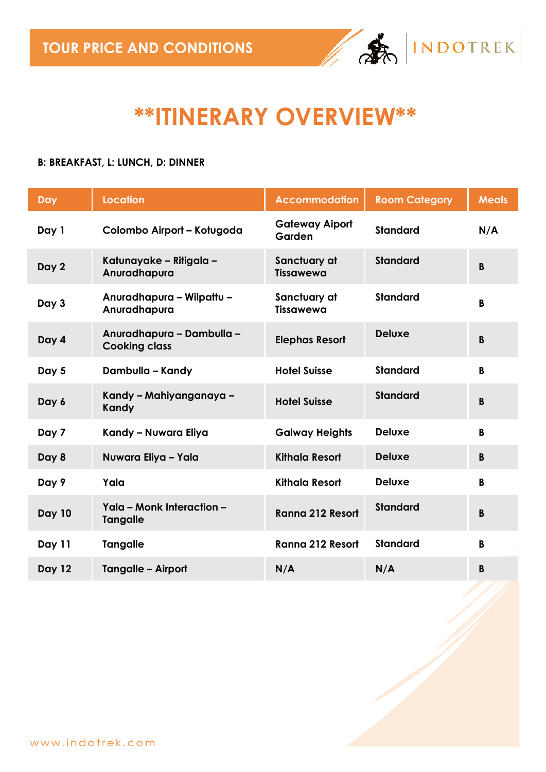# **ITINERARY OVERVIEW**

**B: BREAKFAST, L: LUNCH, D: DINNER**

| Day | Location | Accommodation | Room Category | Meals |
|---|---|---|---|---|
| Day 1 | Colombo Airport – Kotugoda | Gateway Aiport Garden | Standard | N/A |
| Day 2 | Katunayake – Ritigala – Anuradhapura | Sanctuary at Tissawewa | Standard | B |
| Day 3 | Anuradhapura – Wilpattu – Anuradhapura | Sanctuary at Tissawewa | Standard | B |
| Day 4 | Anuradhapura – Dambulla – Cooking class | Elephas Resort | Deluxe | B |
| Day 5 | Dambulla – Kandy | Hotel Suisse | Standard | B |
| Day 6 | Kandy – Mahiyanganaya – Kandy | Hotel Suisse | Standard | B |
| Day 7 | Kandy – Nuwara Eliya | Galway Heights | Deluxe | B |
| Day 8 | Nuwara Eliya – Yala | Kithala Resort | Deluxe | B |
| Day 9 | Yala | Kithala Resort | Deluxe | B |
| Day 10 | Yala – Monk Interaction – Tangalle | Ranna 212 Resort | Standard | B |
| Day 11 | Tangalle | Ranna 212 Resort | Standard | B |
| Day 12 | Tangalle – Airport | N/A | N/A | B |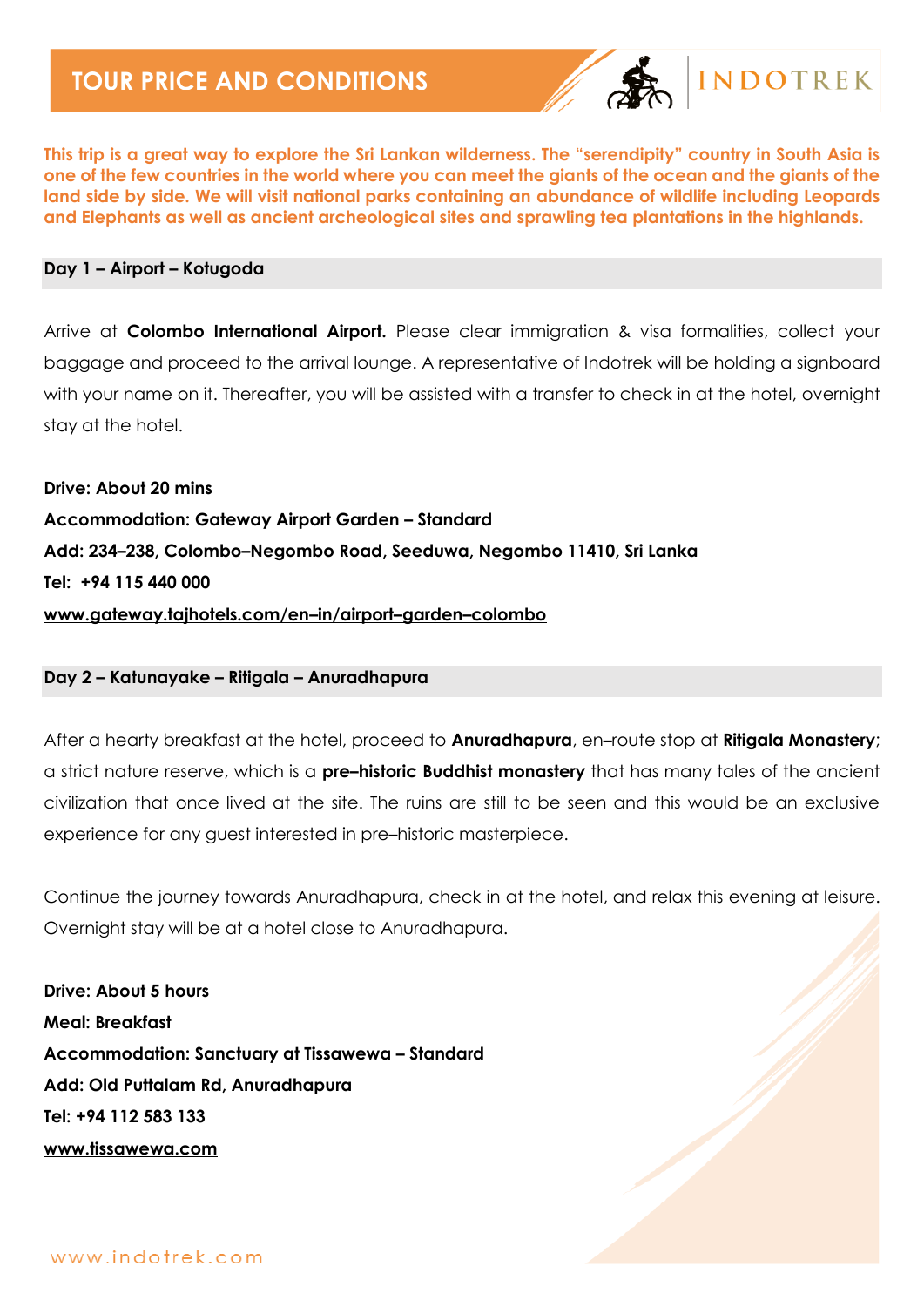# TOUR PRICE AND CONDITIONS

**This trip is a great way to explore the Sri Lankan wilderness. The "serendipity" country in South Asia is one of the few countries in the world where you can meet the giants of the ocean and the giants of the land side by side. We will visit national parks containing an abundance of wildlife including Leopards and Elephants as well as ancient archeological sites and sprawling tea plantations in the highlands.**

## Day 1 – Airport – Kotugoda

Arrive at **Colombo International Airport.** Please clear immigration & visa formalities, collect your baggage and proceed to the arrival lounge. A representative of Indotrek will be holding a signboard with your name on it. Thereafter, you will be assisted with a transfer to check in at the hotel, overnight stay at the hotel.

**Drive: About 20 mins**
**Accommodation: Gateway Airport Garden – Standard**
**Add: 234–238, Colombo–Negombo Road, Seeduwa, Negombo 11410, Sri Lanka**
**Tel: +94 115 440 000**
**www.gateway.tajhotels.com/en–in/airport–garden–colombo**

## Day 2 – Katunayake – Ritigala – Anuradhapura

After a hearty breakfast at the hotel, proceed to **Anuradhapura**, en–route stop at **Ritigala Monastery**; a strict nature reserve, which is a **pre–historic Buddhist monastery** that has many tales of the ancient civilization that once lived at the site. The ruins are still to be seen and this would be an exclusive experience for any guest interested in pre–historic masterpiece.

Continue the journey towards Anuradhapura, check in at the hotel, and relax this evening at leisure. Overnight stay will be at a hotel close to Anuradhapura.

**Drive: About 5 hours**
**Meal: Breakfast**
**Accommodation: Sanctuary at Tissawewa – Standard**
**Add: Old Puttalam Rd, Anuradhapura**
**Tel: +94 112 583 133**
**www.tissawewa.com**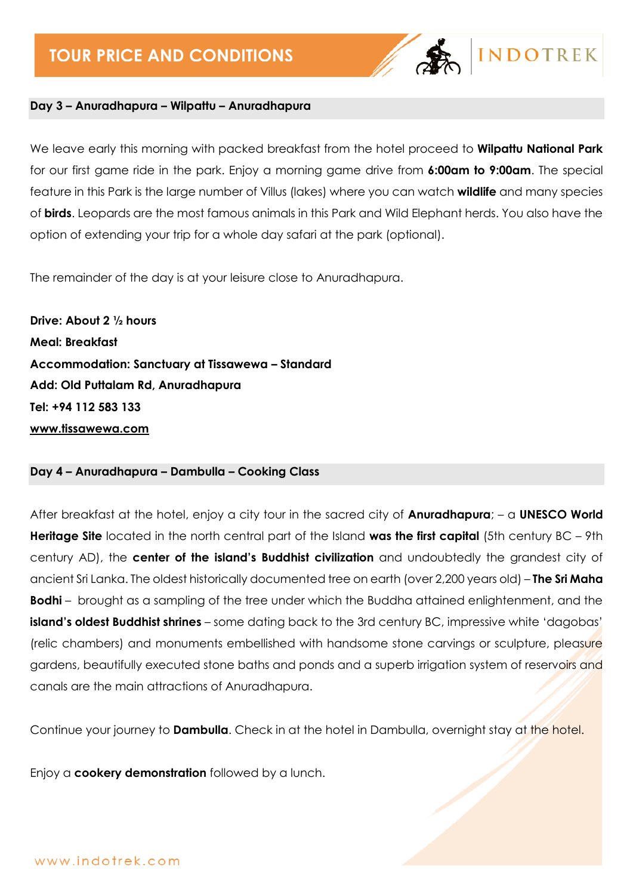## Day 3 – Anuradhapura – Wilpattu – Anuradhapura

We leave early this morning with packed breakfast from the hotel proceed to **Wilpattu National Park** for our first game ride in the park. Enjoy a morning game drive from **6:00am to 9:00am**. The special feature in this Park is the large number of Villus (lakes) where you can watch **wildlife** and many species of **birds**. Leopards are the most famous animals in this Park and Wild Elephant herds. You also have the option of extending your trip for a whole day safari at the park (optional).

The remainder of the day is at your leisure close to Anuradhapura.

**Drive: About 2 ½ hours**
**Meal: Breakfast**
**Accommodation: Sanctuary at Tissawewa – Standard**
**Add: Old Puttalam Rd, Anuradhapura**
**Tel: +94 112 583 133**
**www.tissawewa.com**

## Day 4 – Anuradhapura – Dambulla – Cooking Class

After breakfast at the hotel, enjoy a city tour in the sacred city of **Anuradhapura**; – a **UNESCO World Heritage Site** located in the north central part of the Island **was the first capital** (5th century BC – 9th century AD), the **center of the island's Buddhist civilization** and undoubtedly the grandest city of ancient Sri Lanka. The oldest historically documented tree on earth (over 2,200 years old) – **The Sri Maha Bodhi** – brought as a sampling of the tree under which the Buddha attained enlightenment, and the **island's oldest Buddhist shrines** – some dating back to the 3rd century BC, impressive white 'dagobas' (relic chambers) and monuments embellished with handsome stone carvings or sculpture, pleasure gardens, beautifully executed stone baths and ponds and a superb irrigation system of reservoirs and canals are the main attractions of Anuradhapura.

Continue your journey to **Dambulla**. Check in at the hotel in Dambulla, overnight stay at the hotel.

Enjoy a **cookery demonstration** followed by a lunch.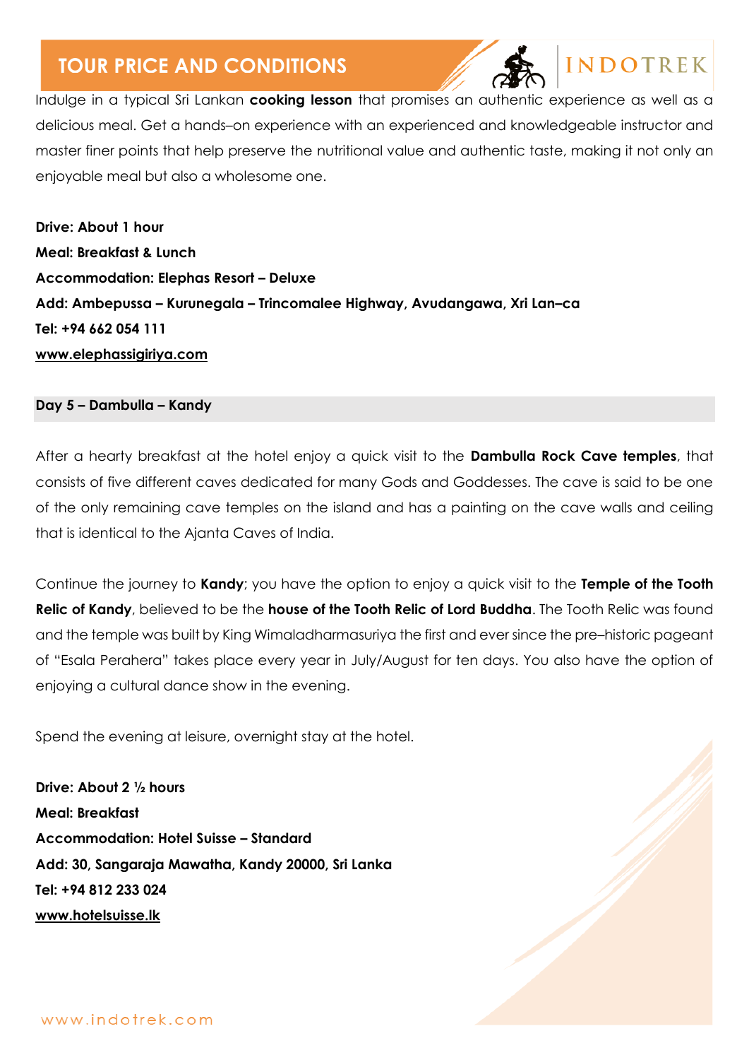Indulge in a typical Sri Lankan **cooking lesson** that promises an authentic experience as well as a delicious meal. Get a hands–on experience with an experienced and knowledgeable instructor and master finer points that help preserve the nutritional value and authentic taste, making it not only an enjoyable meal but also a wholesome one.

**Drive: About 1 hour**
**Meal: Breakfast & Lunch**
**Accommodation: Elephas Resort – Deluxe**
**Add: Ambepussa – Kurunegala – Trincomalee Highway, Avudangawa, Xri Lan–ca**
**Tel: +94 662 054 111**
**www.elephassigiriya.com**

## Day 5 – Dambulla – Kandy

After a hearty breakfast at the hotel enjoy a quick visit to the **Dambulla Rock Cave temples**, that consists of five different caves dedicated for many Gods and Goddesses. The cave is said to be one of the only remaining cave temples on the island and has a painting on the cave walls and ceiling that is identical to the Ajanta Caves of India.

Continue the journey to **Kandy**; you have the option to enjoy a quick visit to the **Temple of the Tooth Relic of Kandy**, believed to be the **house of the Tooth Relic of Lord Buddha**. The Tooth Relic was found and the temple was built by King Wimaladharmasuriya the first and ever since the pre–historic pageant of "Esala Perahera" takes place every year in July/August for ten days. You also have the option of enjoying a cultural dance show in the evening.

Spend the evening at leisure, overnight stay at the hotel.

**Drive: About 2 ½ hours**
**Meal: Breakfast**
**Accommodation: Hotel Suisse – Standard**
**Add: 30, Sangaraja Mawatha, Kandy 20000, Sri Lanka**
**Tel: +94 812 233 024**
**www.hotelsuisse.lk**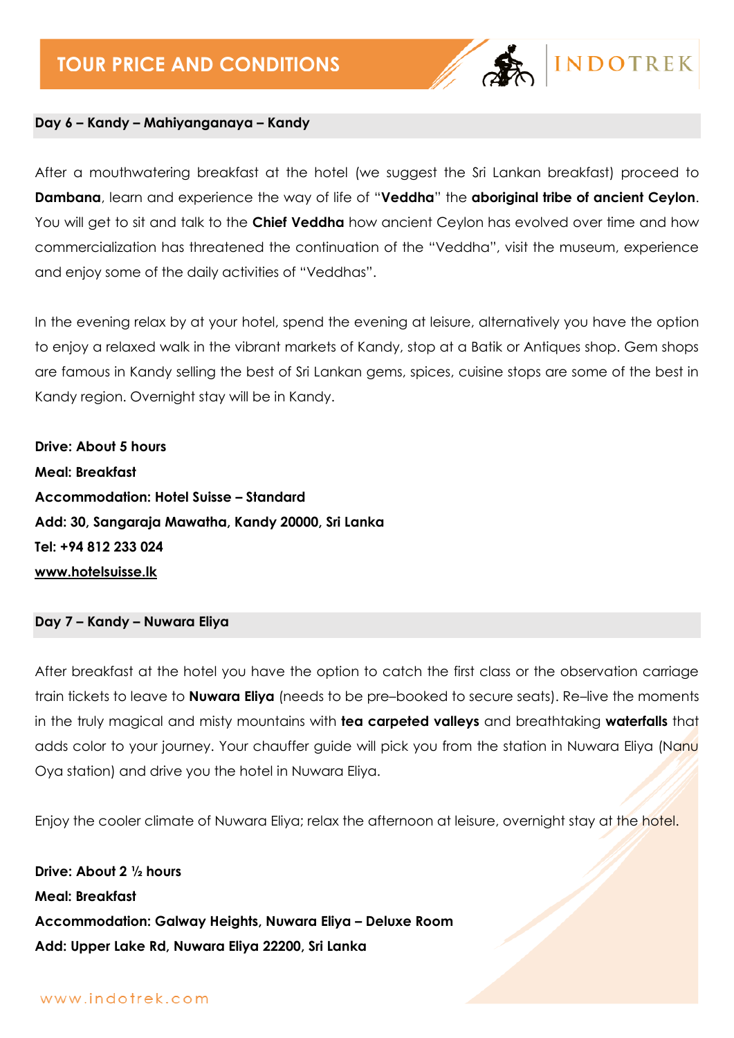### Day 6 – Kandy – Mahiyanganaya – Kandy

After a mouthwatering breakfast at the hotel (we suggest the Sri Lankan breakfast) proceed to **Dambana**, learn and experience the way of life of "**Veddha**" the **aboriginal tribe of ancient Ceylon**. You will get to sit and talk to the **Chief Veddha** how ancient Ceylon has evolved over time and how commercialization has threatened the continuation of the "Veddha", visit the museum, experience and enjoy some of the daily activities of "Veddhas".

In the evening relax by at your hotel, spend the evening at leisure, alternatively you have the option to enjoy a relaxed walk in the vibrant markets of Kandy, stop at a Batik or Antiques shop. Gem shops are famous in Kandy selling the best of Sri Lankan gems, spices, cuisine stops are some of the best in Kandy region. Overnight stay will be in Kandy.

**Drive: About 5 hours**
**Meal: Breakfast**
**Accommodation: Hotel Suisse – Standard**
**Add: 30, Sangaraja Mawatha, Kandy 20000, Sri Lanka**
**Tel: +94 812 233 024**
**www.hotelsuisse.lk**

### Day 7 – Kandy – Nuwara Eliya

After breakfast at the hotel you have the option to catch the first class or the observation carriage train tickets to leave to **Nuwara Eliya** (needs to be pre–booked to secure seats). Re–live the moments in the truly magical and misty mountains with **tea carpeted valleys** and breathtaking **waterfalls** that adds color to your journey. Your chauffer guide will pick you from the station in Nuwara Eliya (Nanu Oya station) and drive you the hotel in Nuwara Eliya.

Enjoy the cooler climate of Nuwara Eliya; relax the afternoon at leisure, overnight stay at the hotel.

**Drive: About 2 ½ hours**
**Meal: Breakfast**
**Accommodation: Galway Heights, Nuwara Eliya – Deluxe Room**
**Add: Upper Lake Rd, Nuwara Eliya 22200, Sri Lanka**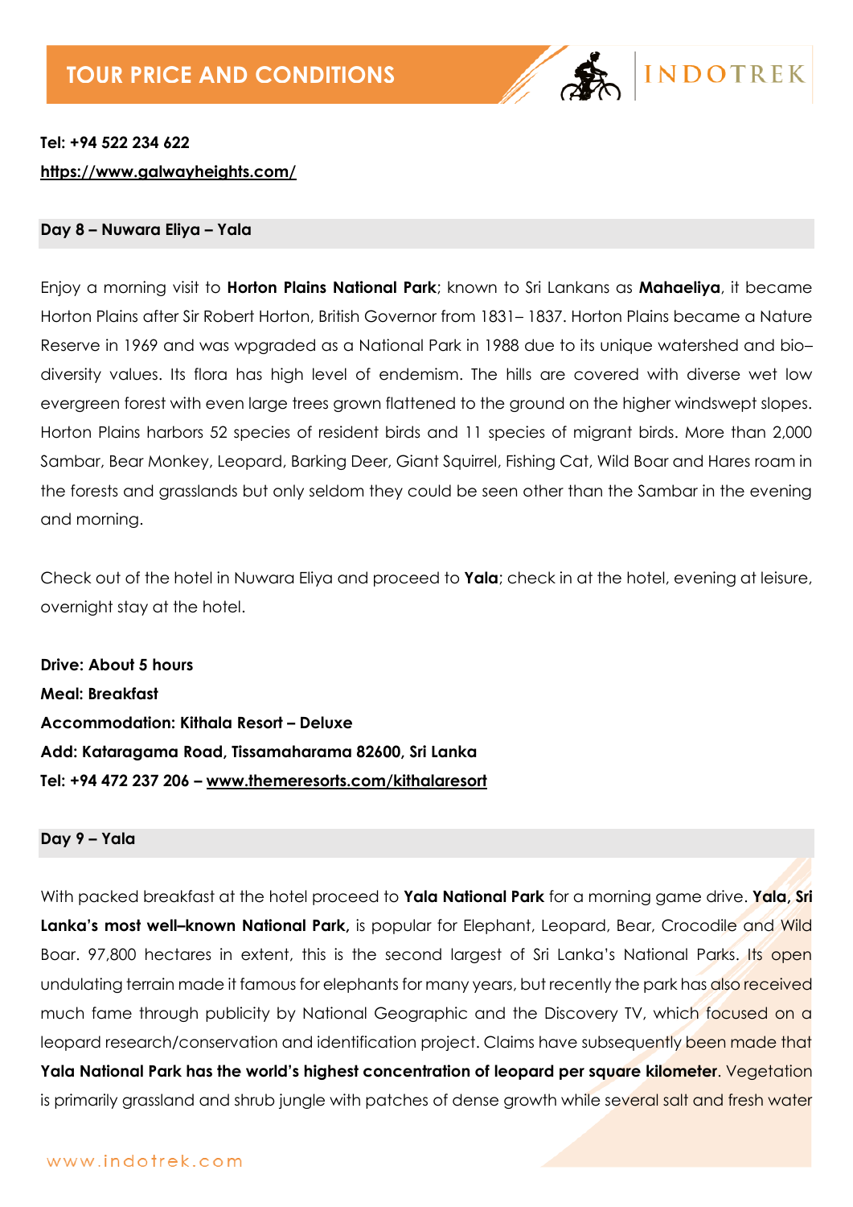**Tel: +94 522 234 622**
**https://www.galwayheights.com/**

**Day 8 – Nuwara Eliya – Yala**

Enjoy a morning visit to **Horton Plains National Park**; known to Sri Lankans as **Mahaeliya**, it became Horton Plains after Sir Robert Horton, British Governor from 1831– 1837. Horton Plains became a Nature Reserve in 1969 and was wpgraded as a National Park in 1988 due to its unique watershed and bio–diversity values. Its flora has high level of endemism. The hills are covered with diverse wet low evergreen forest with even large trees grown flattened to the ground on the higher windswept slopes. Horton Plains harbors 52 species of resident birds and 11 species of migrant birds. More than 2,000 Sambar, Bear Monkey, Leopard, Barking Deer, Giant Squirrel, Fishing Cat, Wild Boar and Hares roam in the forests and grasslands but only seldom they could be seen other than the Sambar in the evening and morning.

Check out of the hotel in Nuwara Eliya and proceed to **Yala**; check in at the hotel, evening at leisure, overnight stay at the hotel.

**Drive: About 5 hours**
**Meal: Breakfast**
**Accommodation: Kithala Resort – Deluxe**
**Add: Kataragama Road, Tissamaharama 82600, Sri Lanka**
**Tel: +94 472 237 206 – www.themeresorts.com/kithalaresort**

**Day 9 – Yala**

With packed breakfast at the hotel proceed to **Yala National Park** for a morning game drive. **Yala, Sri Lanka's most well–known National Park,** is popular for Elephant, Leopard, Bear, Crocodile and Wild Boar. 97,800 hectares in extent, this is the second largest of Sri Lanka's National Parks. Its open undulating terrain made it famous for elephants for many years, but recently the park has also received much fame through publicity by National Geographic and the Discovery TV, which focused on a leopard research/conservation and identification project. Claims have subsequently been made that **Yala National Park has the world's highest concentration of leopard per square kilometer**. Vegetation is primarily grassland and shrub jungle with patches of dense growth while several salt and fresh water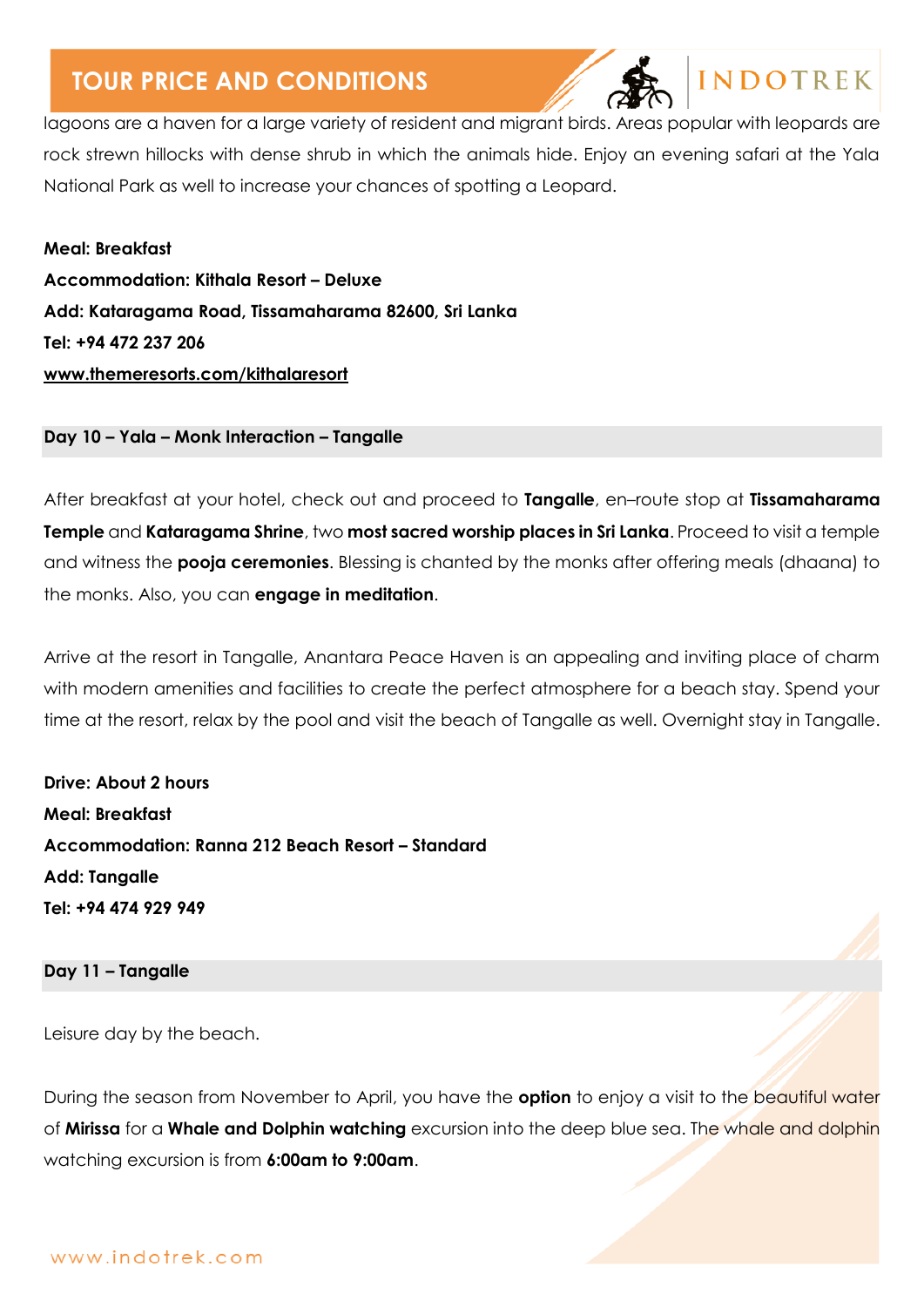lagoons are a haven for a large variety of resident and migrant birds. Areas popular with leopards are rock strewn hillocks with dense shrub in which the animals hide. Enjoy an evening safari at the Yala National Park as well to increase your chances of spotting a Leopard.

**Meal: Breakfast**
**Accommodation: Kithala Resort – Deluxe**
**Add: Kataragama Road, Tissamaharama 82600, Sri Lanka**
**Tel: +94 472 237 206**
**www.themeresorts.com/kithalaresort**

### Day 10 – Yala – Monk Interaction – Tangalle

After breakfast at your hotel, check out and proceed to **Tangalle**, en–route stop at **Tissamaharama Temple** and **Kataragama Shrine**, two **most sacred worship places in Sri Lanka**. Proceed to visit a temple and witness the **pooja ceremonies**. Blessing is chanted by the monks after offering meals (dhaana) to the monks. Also, you can **engage in meditation**.

Arrive at the resort in Tangalle, Anantara Peace Haven is an appealing and inviting place of charm with modern amenities and facilities to create the perfect atmosphere for a beach stay. Spend your time at the resort, relax by the pool and visit the beach of Tangalle as well. Overnight stay in Tangalle.

**Drive: About 2 hours**
**Meal: Breakfast**
**Accommodation: Ranna 212 Beach Resort – Standard**
**Add: Tangalle**
**Tel: +94 474 929 949**

### Day 11 – Tangalle

Leisure day by the beach.

During the season from November to April, you have the **option** to enjoy a visit to the beautiful water of **Mirissa** for a **Whale and Dolphin watching** excursion into the deep blue sea. The whale and dolphin watching excursion is from **6:00am to 9:00am**.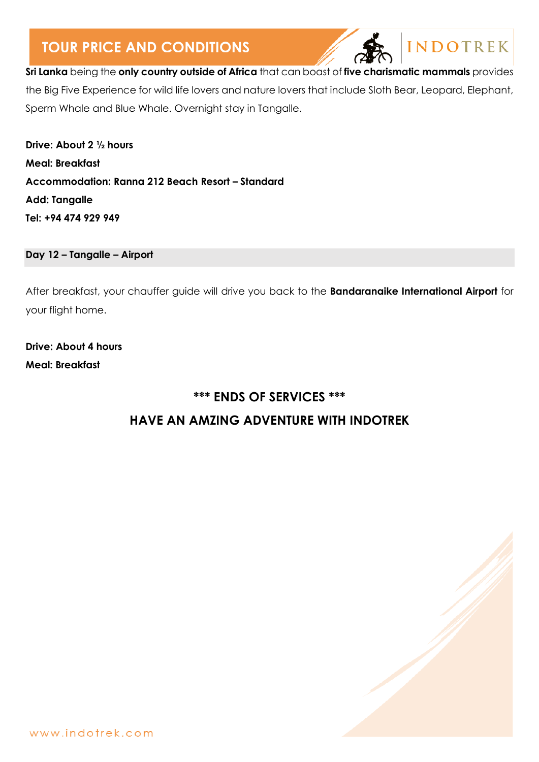**Sri Lanka** being the **only country outside of Africa** that can boast of **five charismatic mammals** provides the Big Five Experience for wild life lovers and nature lovers that include Sloth Bear, Leopard, Elephant, Sperm Whale and Blue Whale. Overnight stay in Tangalle.

**Drive: About 2 ½ hours**
**Meal: Breakfast**
**Accommodation: Ranna 212 Beach Resort – Standard**
**Add: Tangalle**
**Tel: +94 474 929 949**

### Day 12 – Tangalle – Airport

After breakfast, your chauffer guide will drive you back to the **Bandaranaike International Airport** for your flight home.

**Drive: About 4 hours**
**Meal: Breakfast**

**\*\*\* ENDS OF SERVICES \*\*\***

**HAVE AN AMZING ADVENTURE WITH INDOTREK**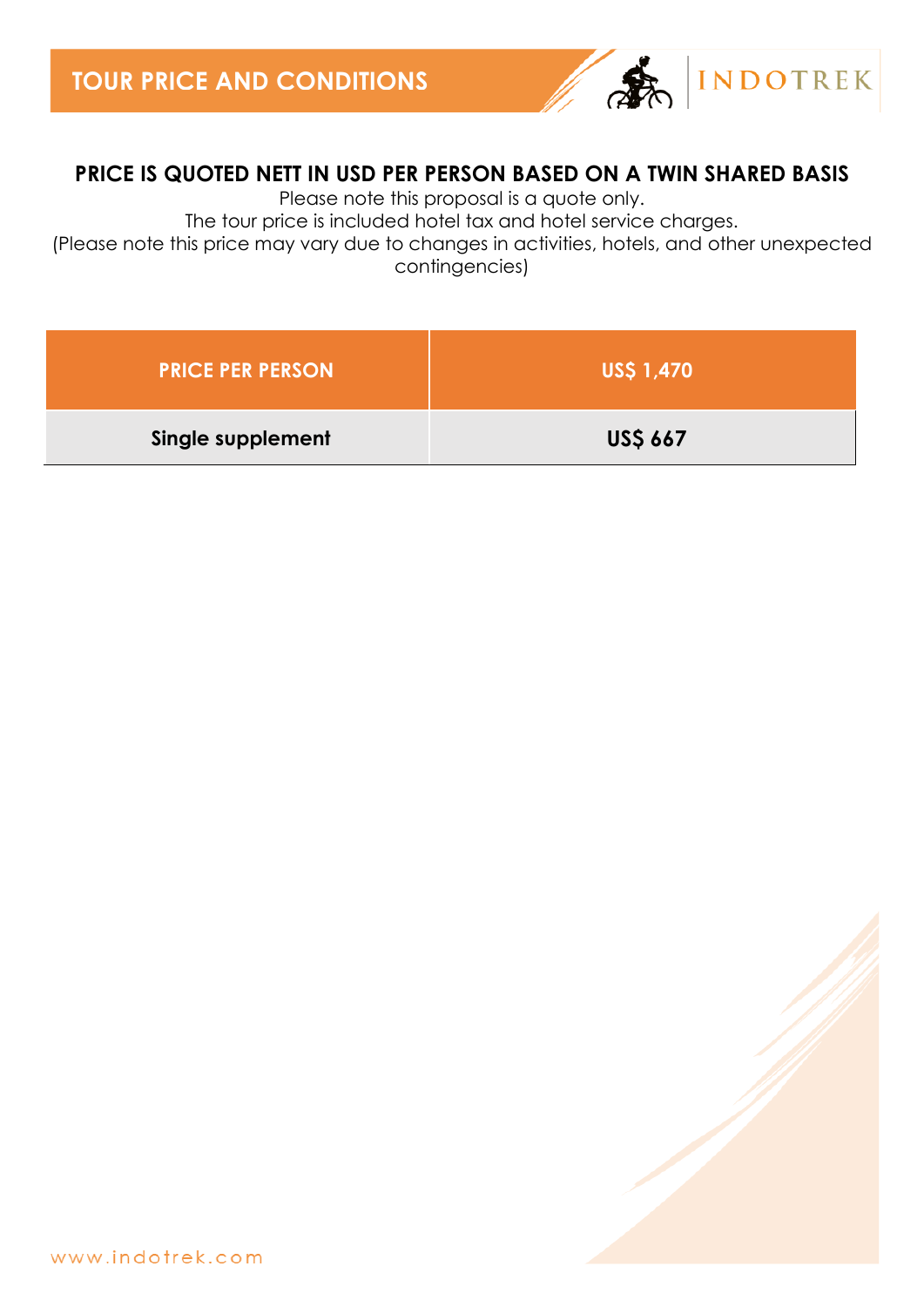# TOUR PRICE AND CONDITIONS

**PRICE IS QUOTED NETT IN USD PER PERSON BASED ON A TWIN SHARED BASIS**

Please note this proposal is a quote only.

The tour price is included hotel tax and hotel service charges.

(Please note this price may vary due to changes in activities, hotels, and other unexpected contingencies)

| PRICE PER PERSON | US$ 1,470 |
|---|---|
| **Single supplement** | **US$ 667** |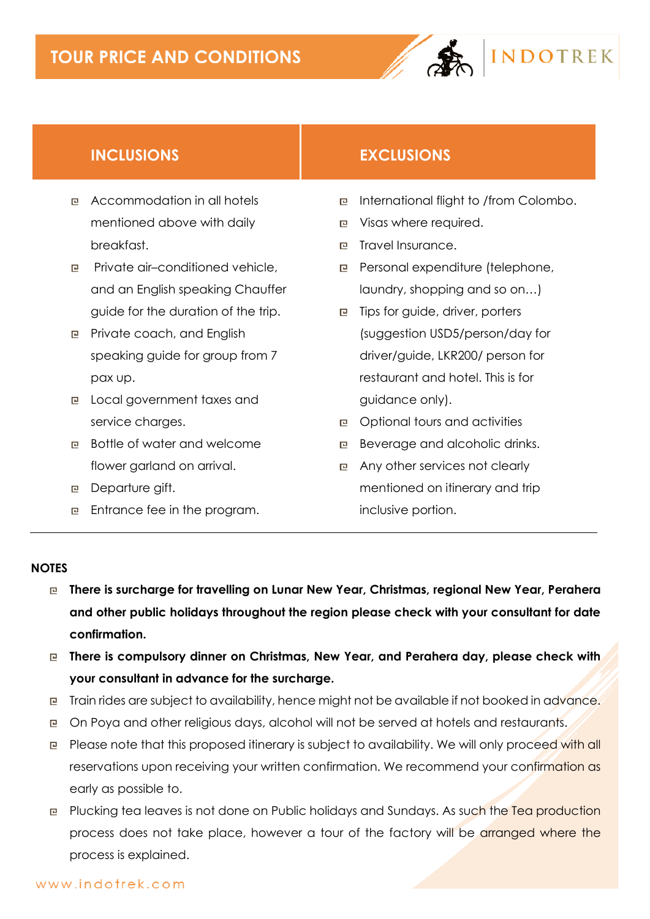## TOUR PRICE AND CONDITIONS

| INCLUSIONS | EXCLUSIONS |
| --- | --- |
| Accommodation in all hotels mentioned above with daily breakfast. | International flight to /from Colombo. |
| Private air–conditioned vehicle, and an English speaking Chauffer guide for the duration of the trip. | Visas where required. |
| Private coach, and English speaking guide for group from 7 pax up. | Travel Insurance. |
| Local government taxes and service charges. | Personal expenditure (telephone, laundry, shopping and so on…) |
| Bottle of water and welcome flower garland on arrival. | Tips for guide, driver, porters (suggestion USD5/person/day for driver/guide, LKR200/ person for restaurant and hotel. This is for guidance only). |
| Departure gift. | Optional tours and activities |
| Entrance fee in the program. | Beverage and alcoholic drinks. |
| | Any other services not clearly mentioned on itinerary and trip inclusive portion. |

**NOTES**

- **There is surcharge for travelling on Lunar New Year, Christmas, regional New Year, Perahera and other public holidays throughout the region please check with your consultant for date confirmation.**
- **There is compulsory dinner on Christmas, New Year, and Perahera day, please check with your consultant in advance for the surcharge.**
- Train rides are subject to availability, hence might not be available if not booked in advance.
- On Poya and other religious days, alcohol will not be served at hotels and restaurants.
- Please note that this proposed itinerary is subject to availability. We will only proceed with all reservations upon receiving your written confirmation. We recommend your confirmation as early as possible to.
- Plucking tea leaves is not done on Public holidays and Sundays. As such the Tea production process does not take place, however a tour of the factory will be arranged where the process is explained.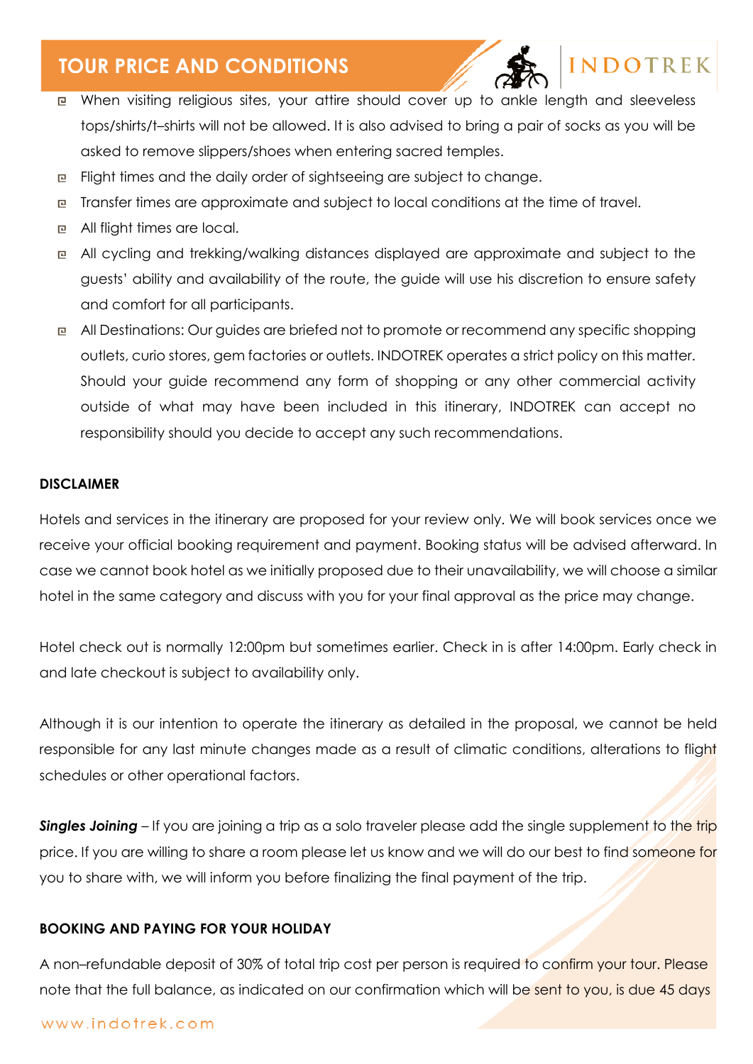## TOUR PRICE AND CONDITIONS

- When visiting religious sites, your attire should cover up to ankle length and sleeveless tops/shirts/t–shirts will not be allowed. It is also advised to bring a pair of socks as you will be asked to remove slippers/shoes when entering sacred temples.
- Flight times and the daily order of sightseeing are subject to change.
- Transfer times are approximate and subject to local conditions at the time of travel.
- All flight times are local.
- All cycling and trekking/walking distances displayed are approximate and subject to the guests' ability and availability of the route, the guide will use his discretion to ensure safety and comfort for all participants.
- All Destinations: Our guides are briefed not to promote or recommend any specific shopping outlets, curio stores, gem factories or outlets. INDOTREK operates a strict policy on this matter. Should your guide recommend any form of shopping or any other commercial activity outside of what may have been included in this itinerary, INDOTREK can accept no responsibility should you decide to accept any such recommendations.

**DISCLAIMER**

Hotels and services in the itinerary are proposed for your review only. We will book services once we receive your official booking requirement and payment. Booking status will be advised afterward. In case we cannot book hotel as we initially proposed due to their unavailability, we will choose a similar hotel in the same category and discuss with you for your final approval as the price may change.

Hotel check out is normally 12:00pm but sometimes earlier. Check in is after 14:00pm. Early check in and late checkout is subject to availability only.

Although it is our intention to operate the itinerary as detailed in the proposal, we cannot be held responsible for any last minute changes made as a result of climatic conditions, alterations to flight schedules or other operational factors.

***Singles Joining*** – If you are joining a trip as a solo traveler please add the single supplement to the trip price. If you are willing to share a room please let us know and we will do our best to find someone for you to share with, we will inform you before finalizing the final payment of the trip.

**BOOKING AND PAYING FOR YOUR HOLIDAY**

A non–refundable deposit of 30% of total trip cost per person is required to confirm your tour. Please note that the full balance, as indicated on our confirmation which will be sent to you, is due 45 days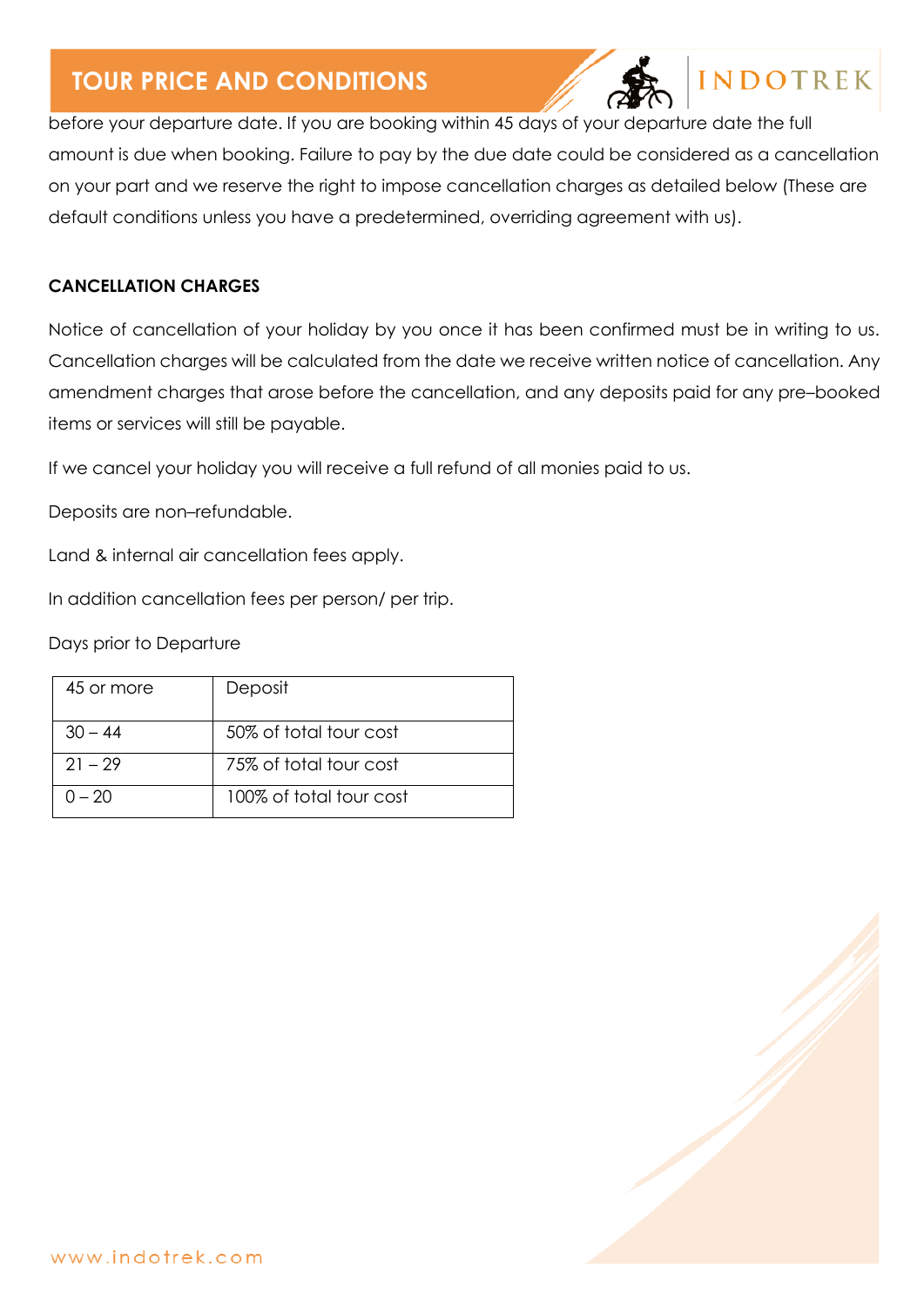before your departure date. If you are booking within 45 days of your departure date the full amount is due when booking. Failure to pay by the due date could be considered as a cancellation on your part and we reserve the right to impose cancellation charges as detailed below (These are default conditions unless you have a predetermined, overriding agreement with us).

**CANCELLATION CHARGES**

Notice of cancellation of your holiday by you once it has been confirmed must be in writing to us. Cancellation charges will be calculated from the date we receive written notice of cancellation. Any amendment charges that arose before the cancellation, and any deposits paid for any pre–booked items or services will still be payable.

If we cancel your holiday you will receive a full refund of all monies paid to us.

Deposits are non–refundable.

Land & internal air cancellation fees apply.

In addition cancellation fees per person/ per trip.

Days prior to Departure

| | |
|---|---|
| 45 or more | Deposit |
| 30 – 44 | 50% of total tour cost |
| 21 – 29 | 75% of total tour cost |
| 0 – 20 | 100% of total tour cost |